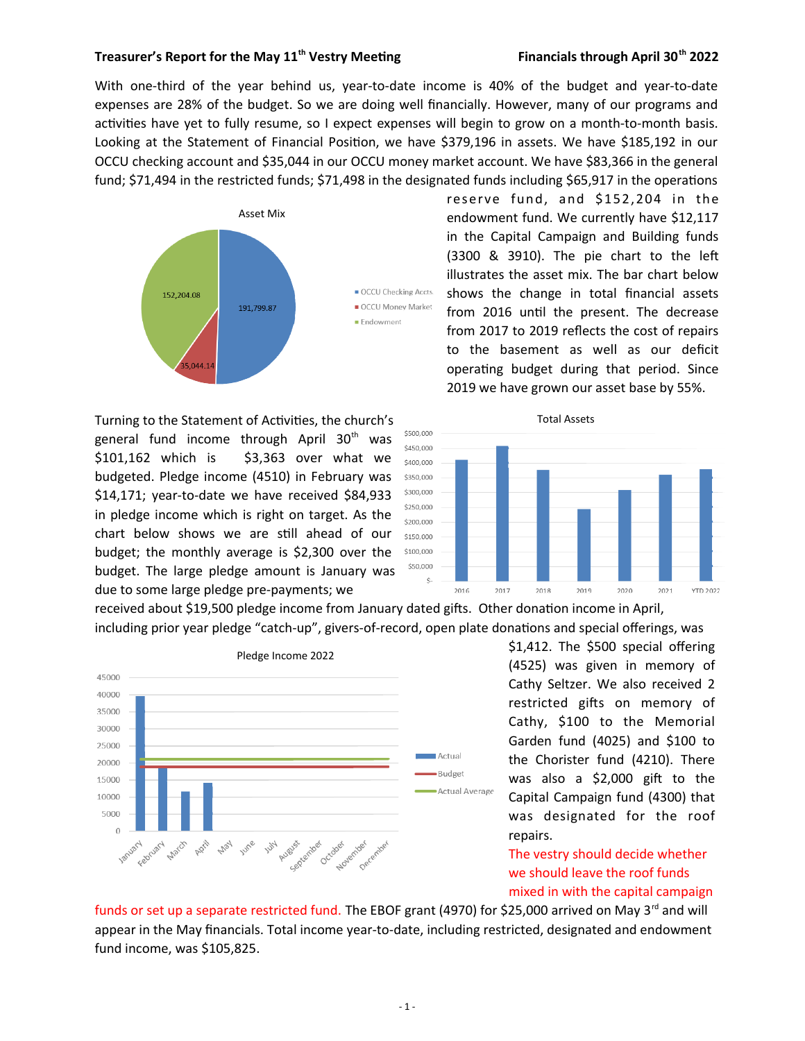**Treasurer's Report for the May 11th Vestry Meeting** **Financials through April 30th 2022**

With one-third of the year behind us, year-to-date income is 40% of the budget and year-to-date expenses are 28% of the budget. So we are doing well financially. However, many of our programs and activities have yet to fully resume, so I expect expenses will begin to grow on a month-to-month basis. Looking at the Statement of Financial Position, we have $379,196 in assets. We have $185,192 in our OCCU checking account and $35,044 in our OCCU money market account. We have $83,366 in the general fund; $71,494 in the restricted funds; $71,498 in the designated funds including $65,917 in the operations reserve fund, and $152,204 in the endowment fund. We currently have $12,117 in the Capital Campaign and Building funds (3300 & 3910). The pie chart to the left illustrates the asset mix. The bar chart below shows the change in total financial assets from 2016 until the present. The decrease from 2017 to 2019 reflects the cost of repairs to the basement as well as our deficit operating budget during that period. Since 2019 we have grown our asset base by 55%.

Asset Mix

| Account | Amount |
|---|---|
| OCCU Checking Accts | 191,799.87 |
| OCCU Money Market | 35,044.14 |
| Endowment | 152,204.08 |

Turning to the Statement of Activities, the church's general fund income through April 30th was $101,162 which is $3,363 over what we budgeted. Pledge income (4510) in February was $14,171; year-to-date we have received $84,933 in pledge income which is right on target. As the chart below shows we are still ahead of our budget; the monthly average is $2,300 over the budget. The large pledge amount is January was due to some large pledge pre-payments; we received about $19,500 pledge income from January dated gifts. Other donation income in April, including prior year pledge "catch-up", givers-of-record, open plate donations and special offerings, was $1,412. The $500 special offering (4525) was given in memory of Cathy Seltzer. We also received 2 restricted gifts on memory of Cathy, $100 to the Memorial Garden fund (4025) and $100 to the Chorister fund (4210). There was also a $2,000 gift to the Capital Campaign fund (4300) that was designated for the roof repairs.

Total Assets (bar chart: 2016, 2017, 2018, 2019, 2020, 2021, YTD 2022)

Pledge Income 2022 (chart: Actual, Budget, Actual Average; January–December)

The vestry should decide whether we should leave the roof funds mixed in with the capital campaign funds or set up a separate restricted fund. The EBOF grant (4970) for $25,000 arrived on May 3rd and will appear in the May financials. Total income year-to-date, including restricted, designated and endowment fund income, was $105,825.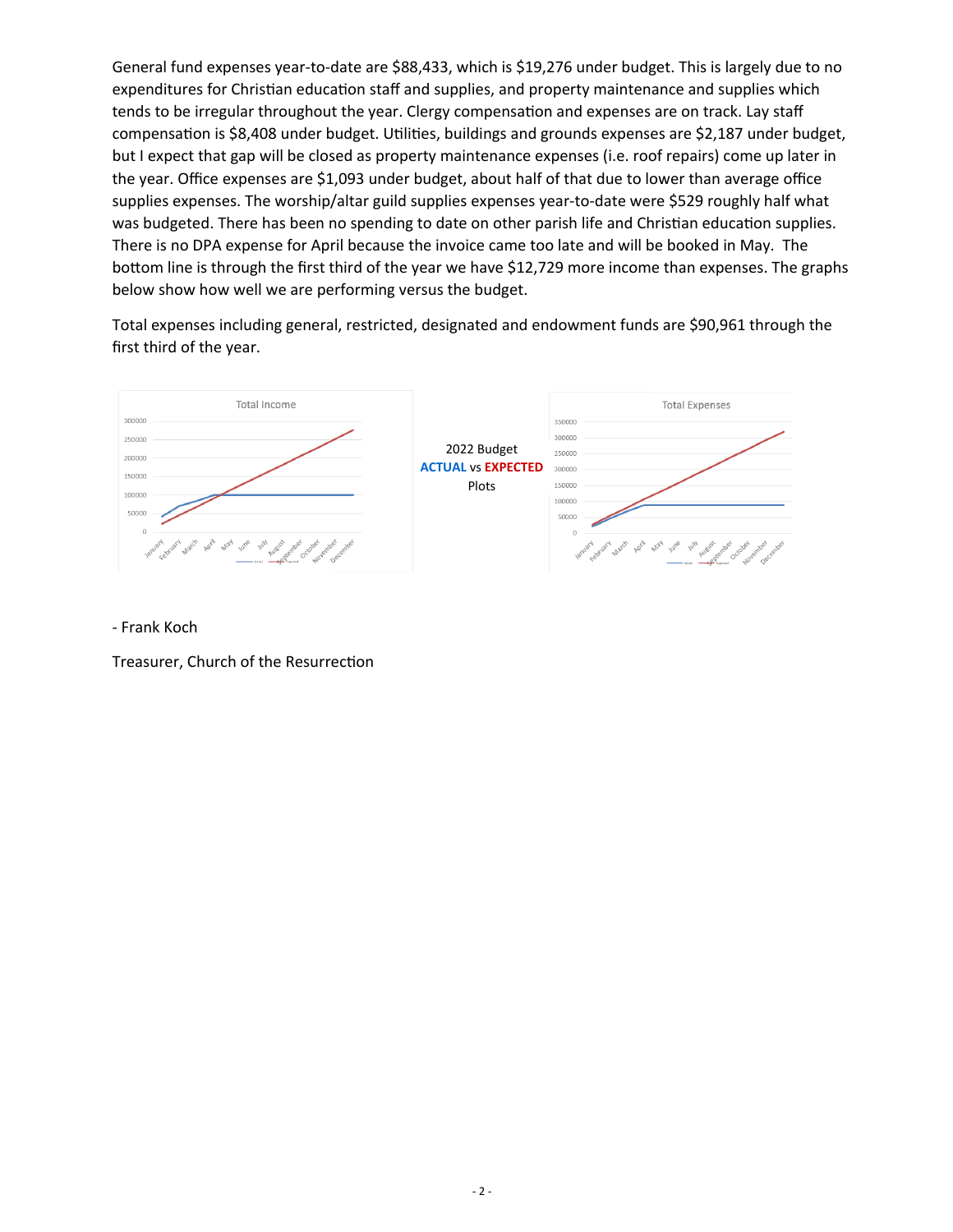General fund expenses year-to-date are $88,433, which is $19,276 under budget. This is largely due to no expenditures for Christian education staff and supplies, and property maintenance and supplies which tends to be irregular throughout the year. Clergy compensation and expenses are on track. Lay staff compensation is $8,408 under budget. Utilities, buildings and grounds expenses are $2,187 under budget, but I expect that gap will be closed as property maintenance expenses (i.e. roof repairs) come up later in the year. Office expenses are $1,093 under budget, about half of that due to lower than average office supplies expenses. The worship/altar guild supplies expenses year-to-date were $529 roughly half what was budgeted. There has been no spending to date on other parish life and Christian education supplies. There is no DPA expense for April because the invoice came too late and will be booked in May. The bottom line is through the first third of the year we have $12,729 more income than expenses. The graphs below show how well we are performing versus the budget.

Total expenses including general, restricted, designated and endowment funds are $90,961 through the first third of the year.

Total Income

300000
250000
200000
150000
100000
50000
0

January February March April May June July August September October November December

Actual Expected

2022 Budget
**ACTUAL** vs **EXPECTED**
Plots

Total Expenses

350000
300000
250000
200000
150000
100000
50000
0

January February March April May June July August September October November December

Actual Expected

\- Frank Koch

Treasurer, Church of the Resurrection